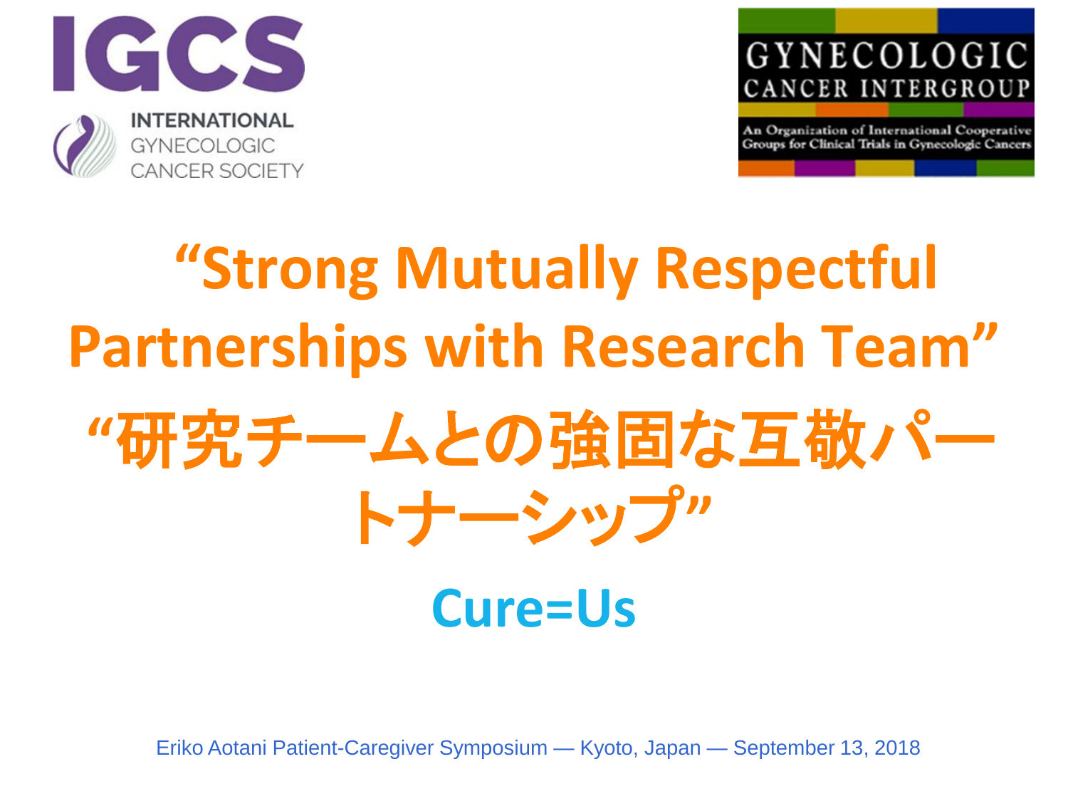IGCS

INTERNATIONAL GYNECOLOGIC CANCER SOCIETY

GYNECOLOGIC CANCER INTERGROUP

An Organization of International Cooperative Groups for Clinical Trials in Gynecologic Cancers

# "Strong Mutually Respectful Partnerships with Research Team"

# "研究チームとの強固な互敬パートナーシップ"

## Cure=Us

Eriko Aotani Patient-Caregiver Symposium — Kyoto, Japan — September 13, 2018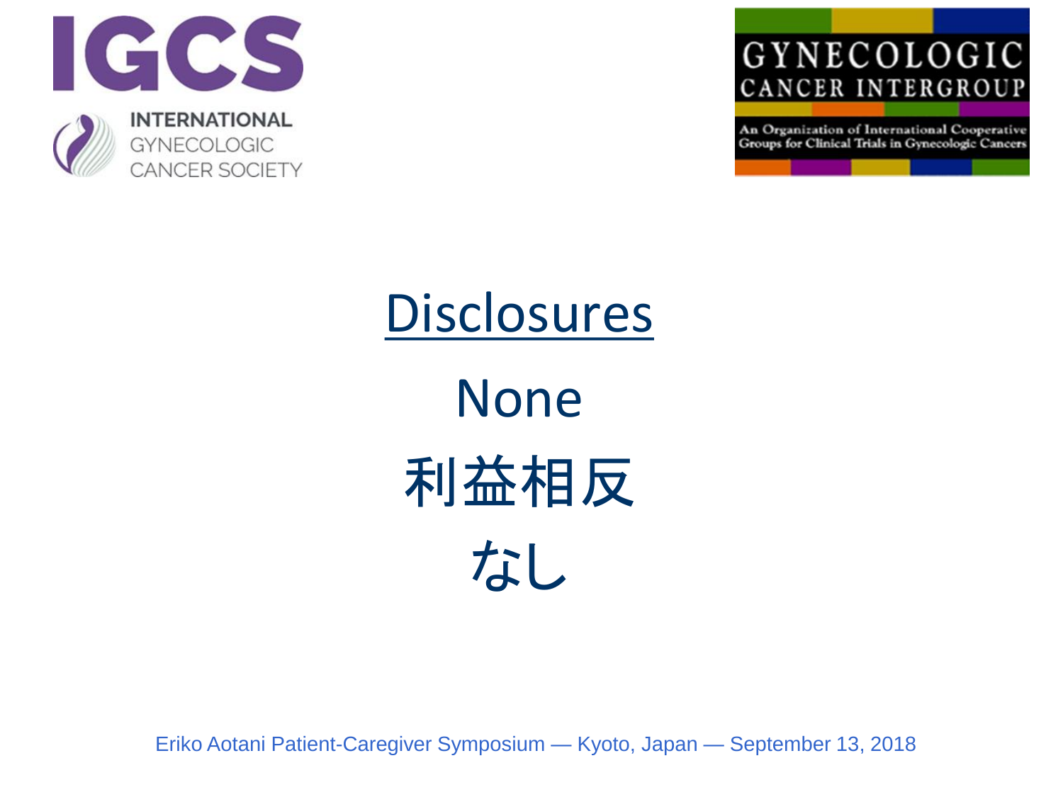IGCS

INTERNATIONAL GYNECOLOGIC CANCER SOCIETY

GYNECOLOGIC CANCER INTERGROUP

An Organization of International Cooperative Groups for Clinical Trials in Gynecologic Cancers

# Disclosures

None

利益相反

なし

Eriko Aotani Patient-Caregiver Symposium — Kyoto, Japan — September 13, 2018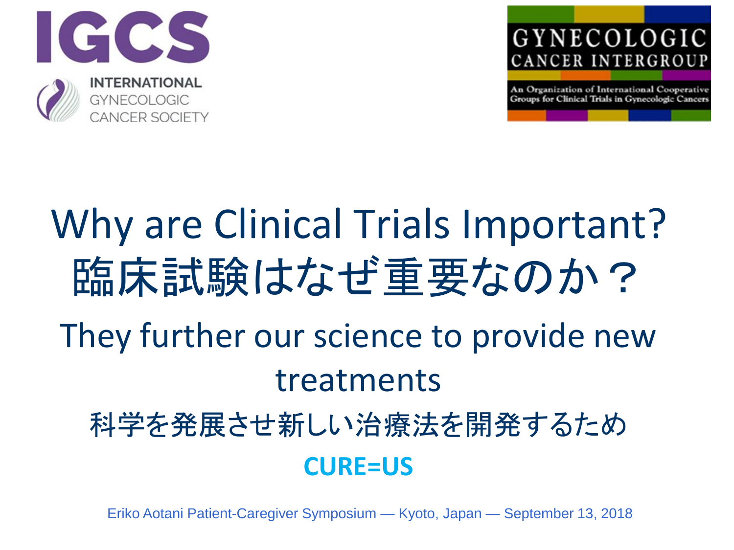IGCS
INTERNATIONAL GYNECOLOGIC CANCER SOCIETY

GYNECOLOGIC CANCER INTERGROUP
An Organization of International Cooperative Groups for Clinical Trials in Gynecologic Cancers

# Why are Clinical Trials Important?
# 臨床試験はなぜ重要なのか？

## They further our science to provide new treatments

## 科学を発展させ新しい治療法を開発するため

**CURE=US**

Eriko Aotani Patient-Caregiver Symposium — Kyoto, Japan — September 13, 2018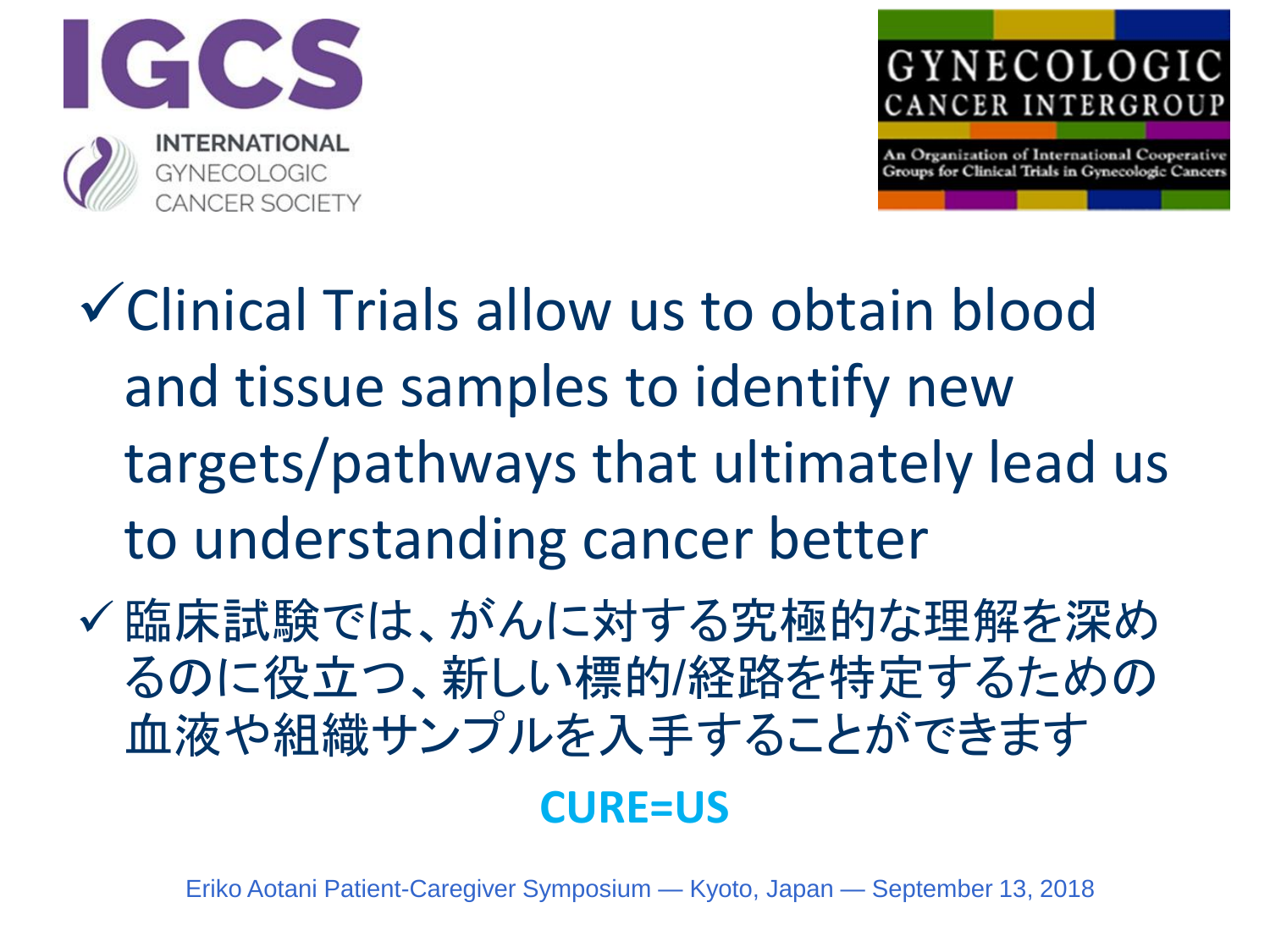IGCS

INTERNATIONAL GYNECOLOGIC CANCER SOCIETY

GYNECOLOGIC CANCER INTERGROUP

An Organization of International Cooperative Groups for Clinical Trials in Gynecologic Cancers

- ✓ Clinical Trials allow us to obtain blood and tissue samples to identify new targets/pathways that ultimately lead us to understanding cancer better
- ✓ 臨床試験では、がんに対する究極的な理解を深めるのに役立つ、新しい標的/経路を特定するための血液や組織サンプルを入手することができます

**CURE=US**

Eriko Aotani Patient-Caregiver Symposium — Kyoto, Japan — September 13, 2018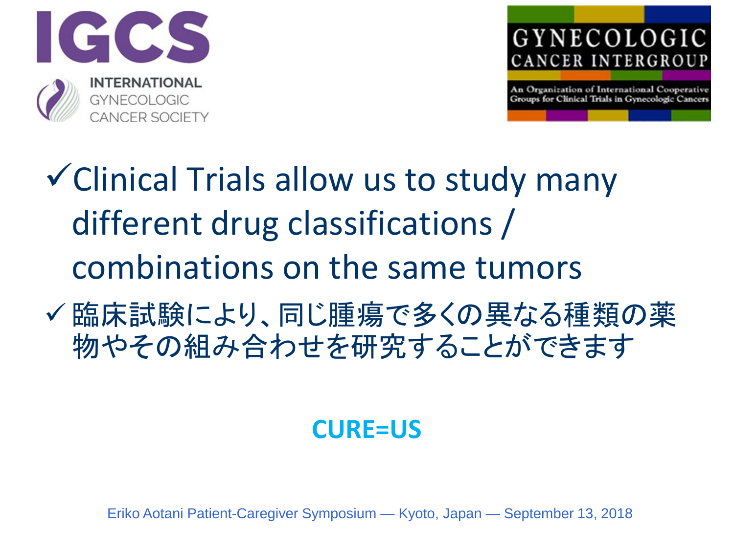✓Clinical Trials allow us to study many different drug classifications / combinations on the same tumors

✓臨床試験により、同じ腫瘍で多くの異なる種類の薬物やその組み合わせを研究することができます

**CURE=US**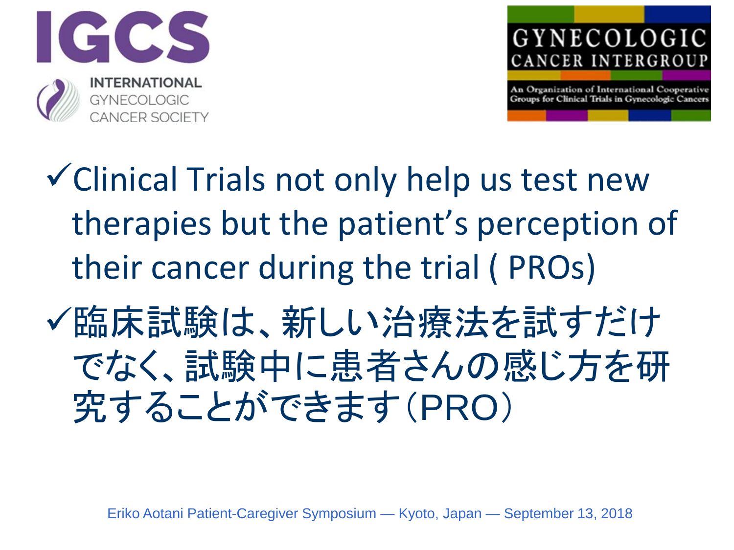IGCS

INTERNATIONAL GYNECOLOGIC CANCER SOCIETY

GYNECOLOGIC CANCER INTERGROUP

An Organization of International Cooperative Groups for Clinical Trials in Gynecologic Cancers

- ✓Clinical Trials not only help us test new therapies but the patient's perception of their cancer during the trial ( PROs)
- ✓臨床試験は、新しい治療法を試すだけでなく、試験中に患者さんの感じ方を研究することができます（PRO）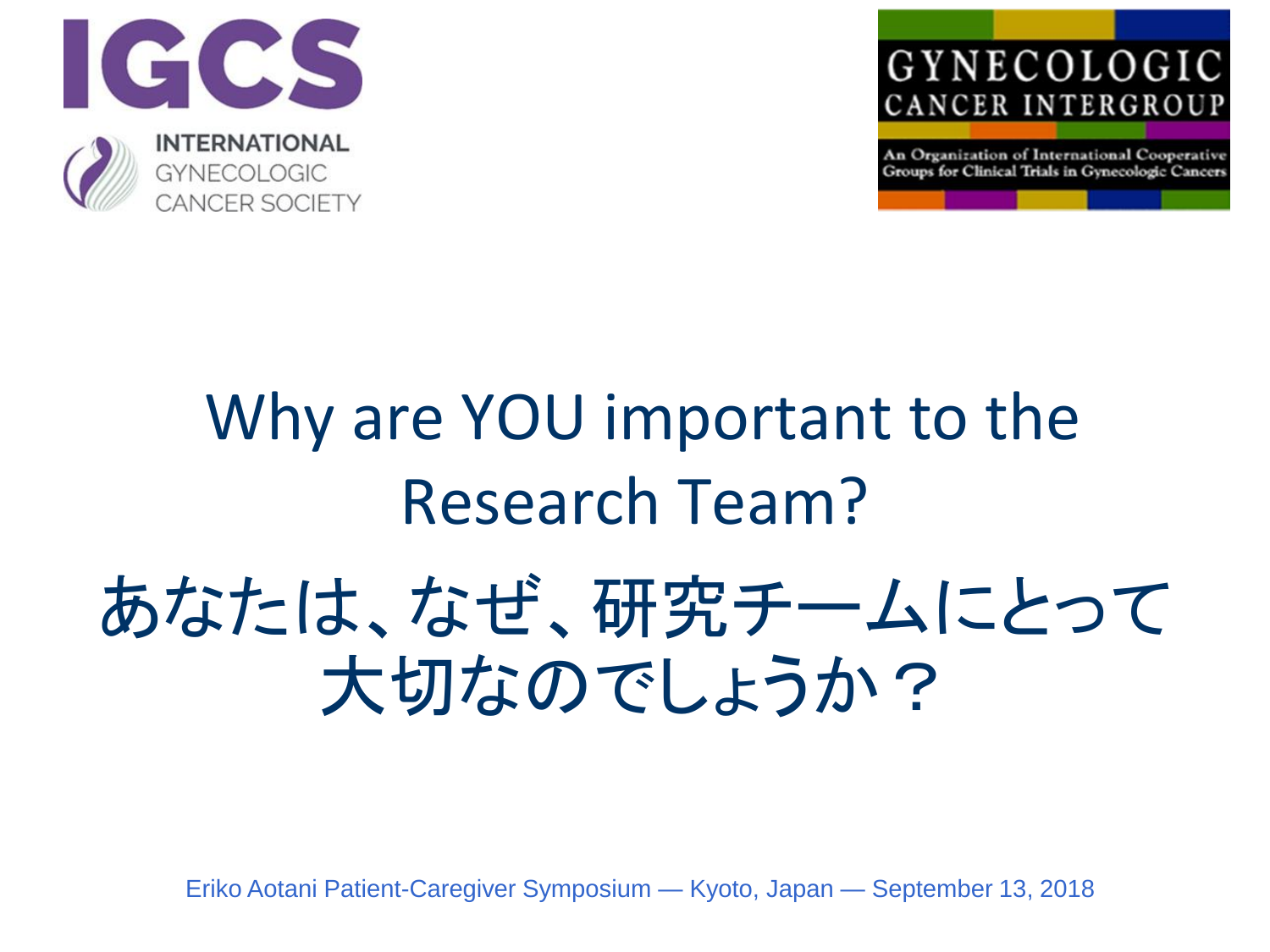IGCS

INTERNATIONAL GYNECOLOGIC CANCER SOCIETY

GYNECOLOGIC CANCER INTERGROUP

An Organization of International Cooperative Groups for Clinical Trials in Gynecologic Cancers

# Why are YOU important to the Research Team?

# あなたは、なぜ、研究チームにとって大切なのでしょうか？

Eriko Aotani Patient-Caregiver Symposium — Kyoto, Japan — September 13, 2018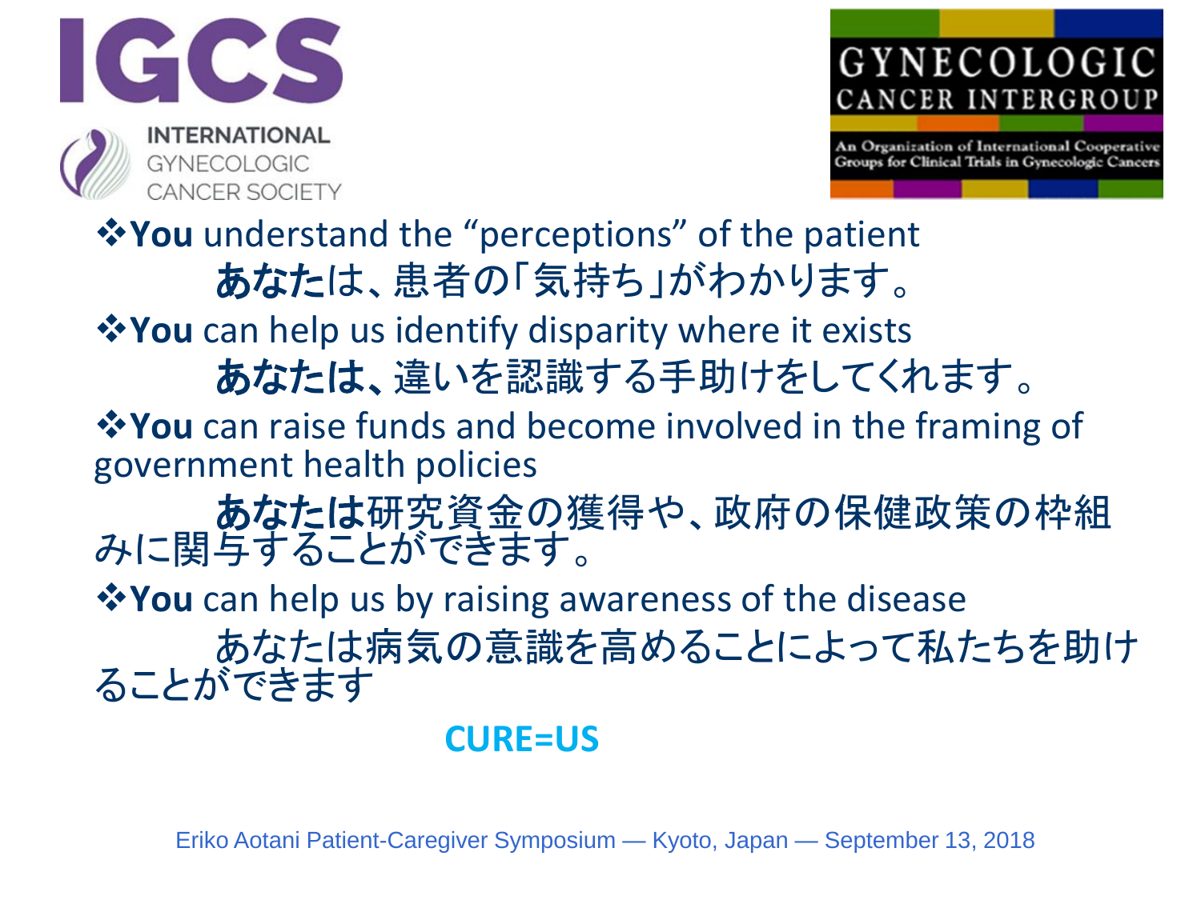❖**You** understand the "perceptions" of the patient

**あなた**は、患者の「気持ち」がわかります。

❖**You** can help us identify disparity where it exists

**あなたは、**違いを認識する手助けをしてくれます。

❖**You** can raise funds and become involved in the framing of government health policies

**あなたは**研究資金の獲得や、政府の保健政策の枠組みに関与することができます。

❖**You** can help us by raising awareness of the disease

あなたは病気の意識を高めることによって私たちを助けることができます

**CURE=US**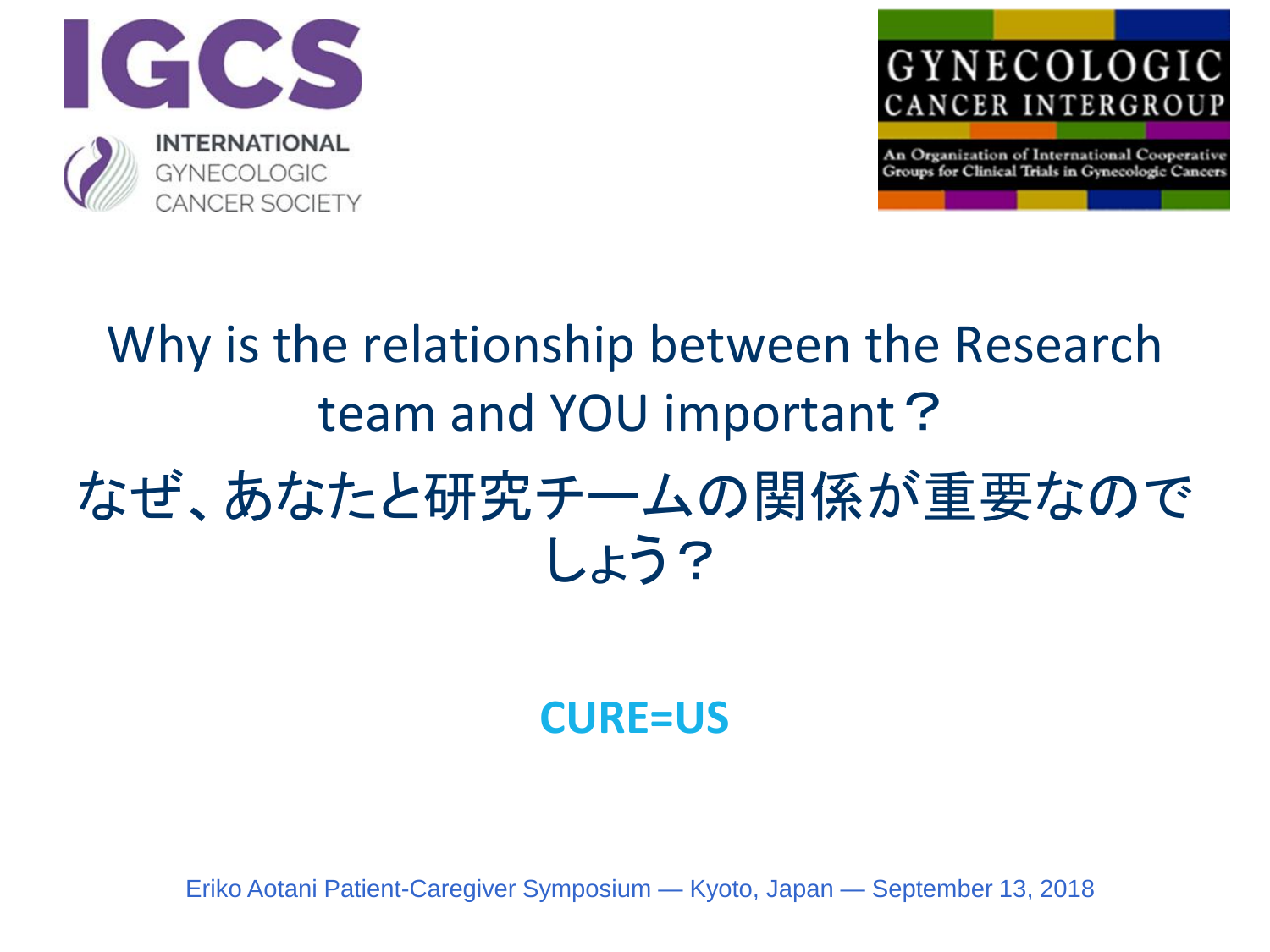IGCS

INTERNATIONAL GYNECOLOGIC CANCER SOCIETY

GYNECOLOGIC CANCER INTERGROUP

An Organization of International Cooperative Groups for Clinical Trials in Gynecologic Cancers

# Why is the relationship between the Research team and YOU important？

# なぜ、あなたと研究チームの関係が重要なのでしょう？

**CURE=US**

Eriko Aotani Patient-Caregiver Symposium — Kyoto, Japan — September 13, 2018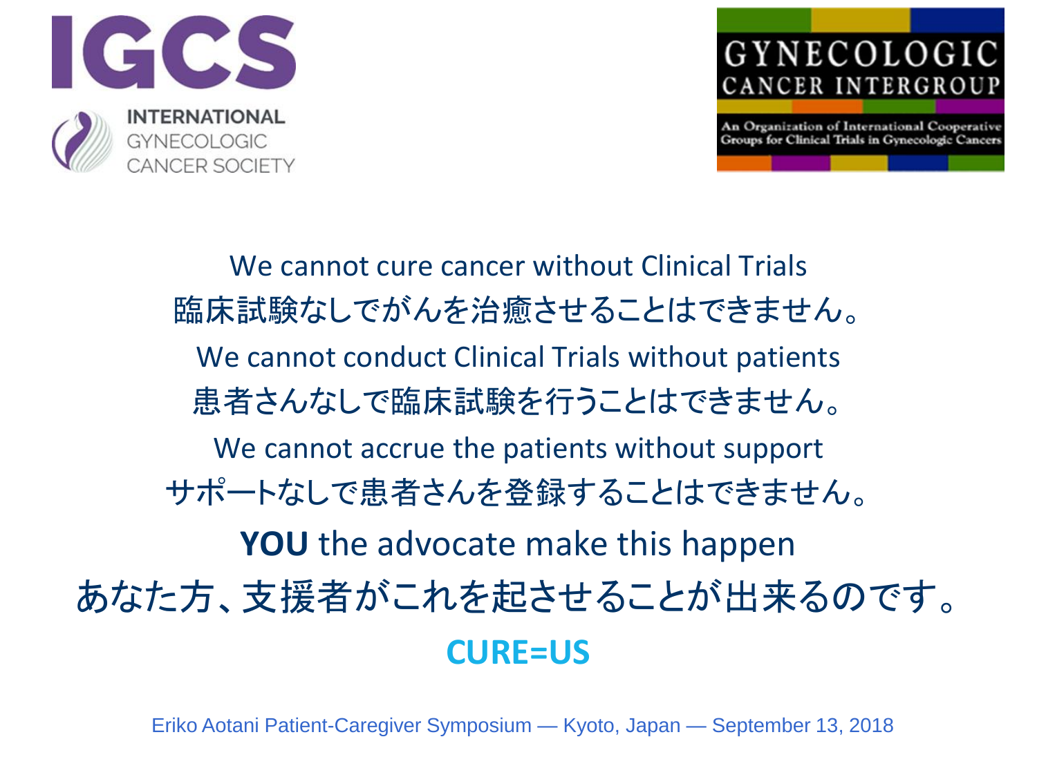IGCS

INTERNATIONAL GYNECOLOGIC CANCER SOCIETY

GYNECOLOGIC CANCER INTERGROUP

An Organization of International Cooperative Groups for Clinical Trials in Gynecologic Cancers

We cannot cure cancer without Clinical Trials

臨床試験なしでがんを治癒させることはできません。

We cannot conduct Clinical Trials without patients

患者さんなしで臨床試験を行うことはできません。

We cannot accrue the patients without support

サポートなしで患者さんを登録することはできません。

**YOU** the advocate make this happen

あなた方、支援者がこれを起させることが出来るのです。

**CURE=US**

Eriko Aotani Patient-Caregiver Symposium — Kyoto, Japan — September 13, 2018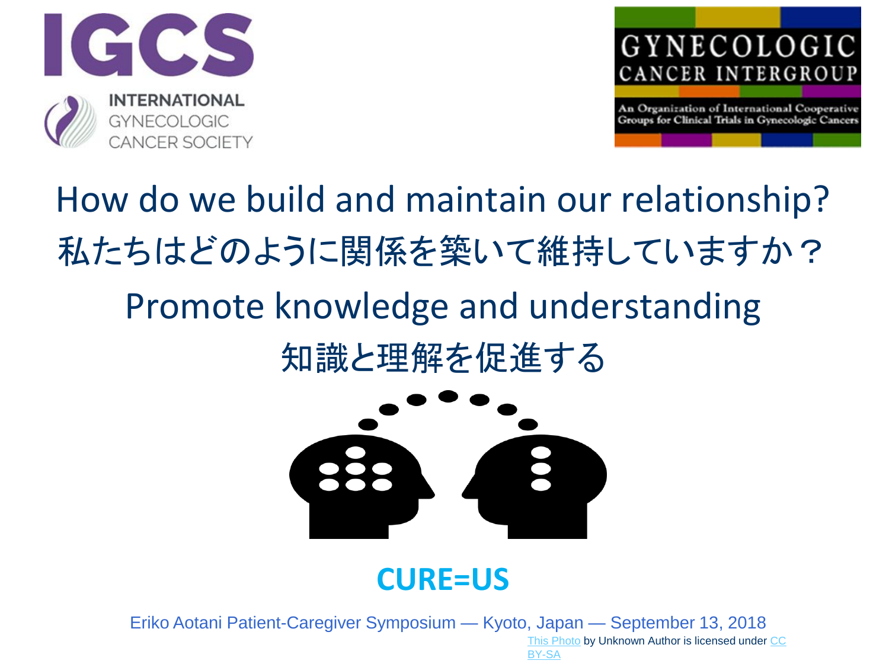IGCS

INTERNATIONAL GYNECOLOGIC CANCER SOCIETY

GYNECOLOGIC CANCER INTERGROUP

An Organization of International Cooperative Groups for Clinical Trials in Gynecologic Cancers

# How do we build and maintain our relationship?

# 私たちはどのように関係を築いて維持していますか？

## Promote knowledge and understanding

## 知識と理解を促進する

**CURE=US**

Eriko Aotani Patient-Caregiver Symposium — Kyoto, Japan — September 13, 2018

This Photo by Unknown Author is licensed under CC BY-SA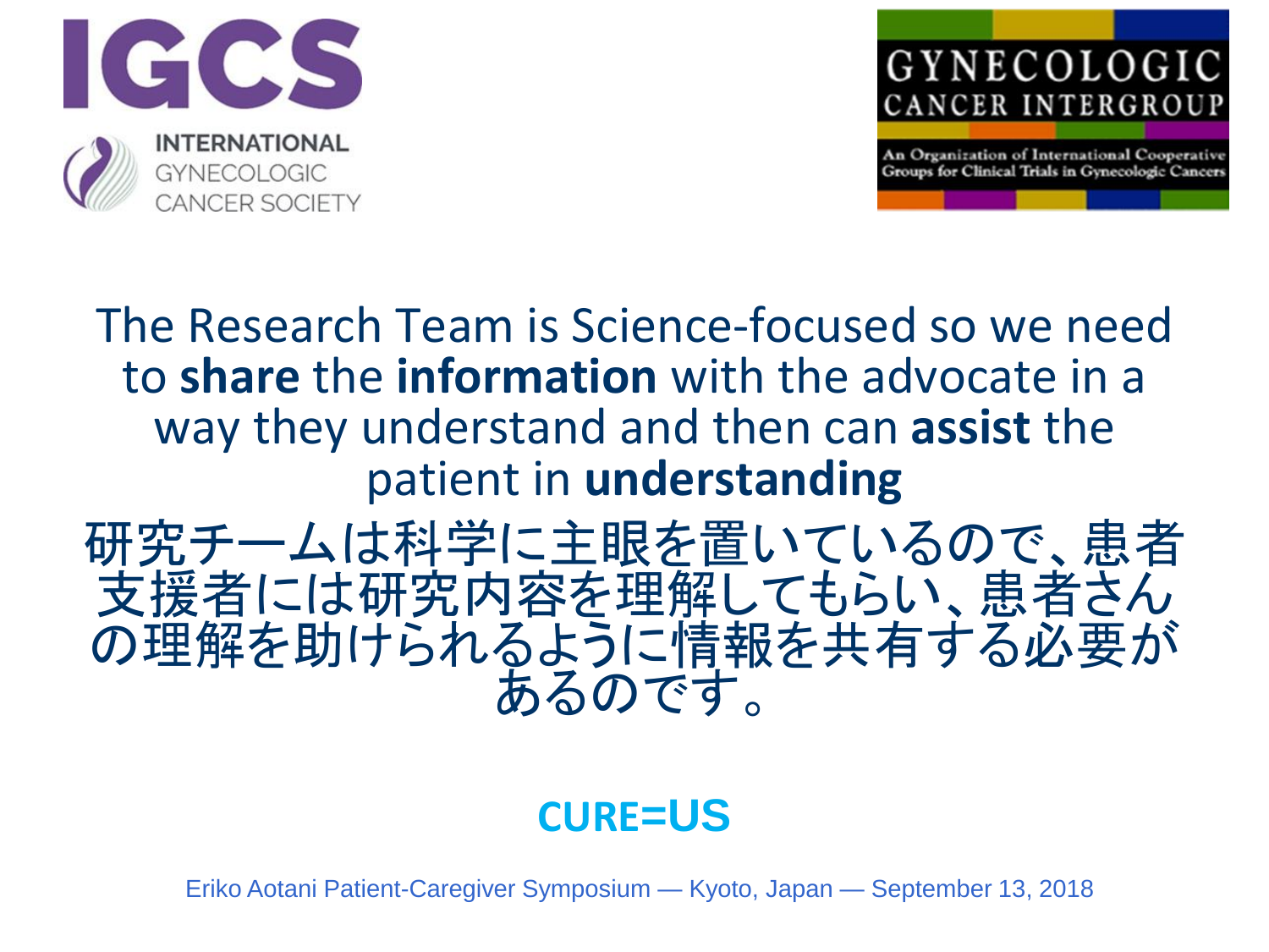IGCS

INTERNATIONAL GYNECOLOGIC CANCER SOCIETY

GYNECOLOGIC CANCER INTERGROUP

An Organization of International Cooperative Groups for Clinical Trials in Gynecologic Cancers

The Research Team is Science-focused so we need to **share** the **information** with the advocate in a way they understand and then can **assist** the patient in **understanding**

研究チームは科学に主眼を置いているので、患者支援者には研究内容を理解してもらい、患者さんの理解を助けられるように情報を共有する必要があるのです。

**CURE=US**

Eriko Aotani Patient-Caregiver Symposium — Kyoto, Japan — September 13, 2018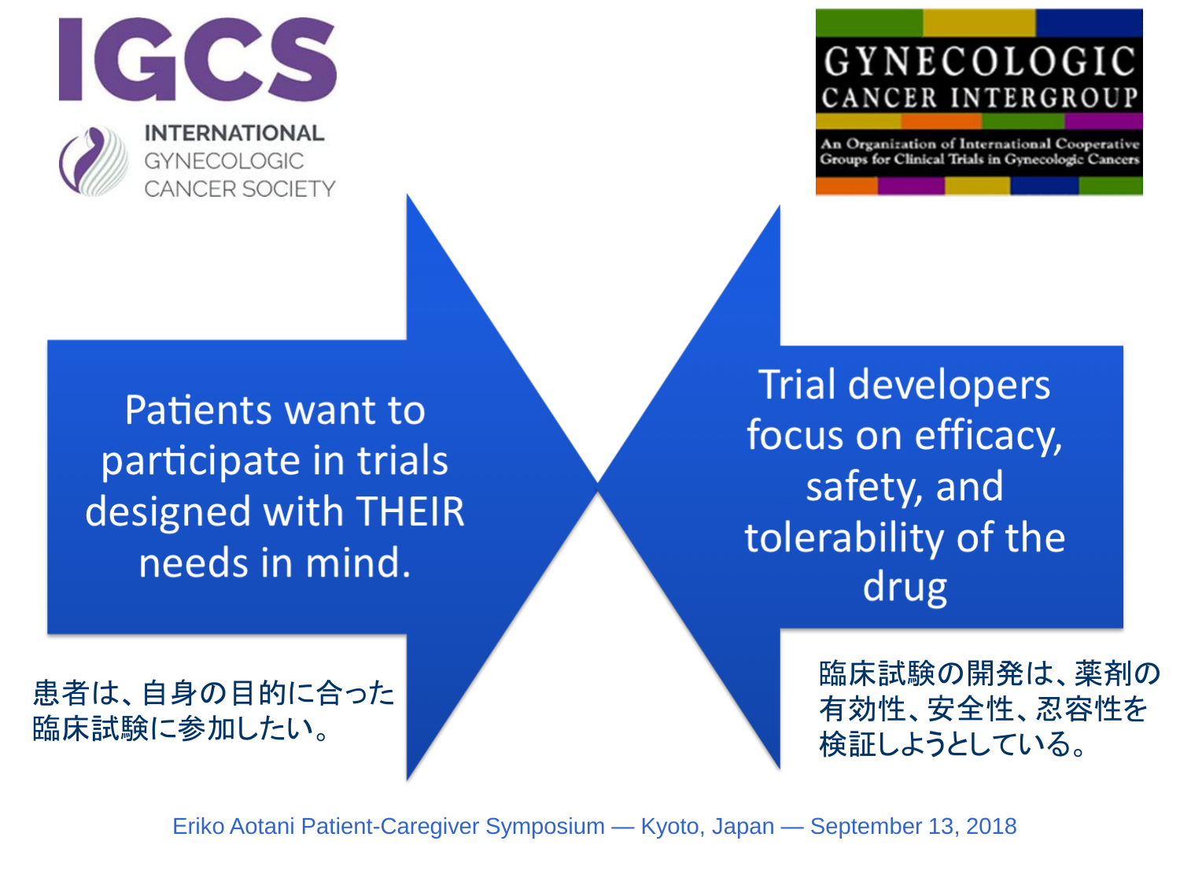IGCS

INTERNATIONAL GYNECOLOGIC CANCER SOCIETY

GYNECOLOGIC CANCER INTERGROUP

An Organization of International Cooperative Groups for Clinical Trials in Gynecologic Cancers

Patients want to participate in trials designed with THEIR needs in mind.

患者は、自身の目的に合った臨床試験に参加したい。

Trial developers focus on efficacy, safety, and tolerability of the drug

臨床試験の開発は、薬剤の有効性、安全性、忍容性を検証しようとしている。

Eriko Aotani Patient-Caregiver Symposium — Kyoto, Japan — September 13, 2018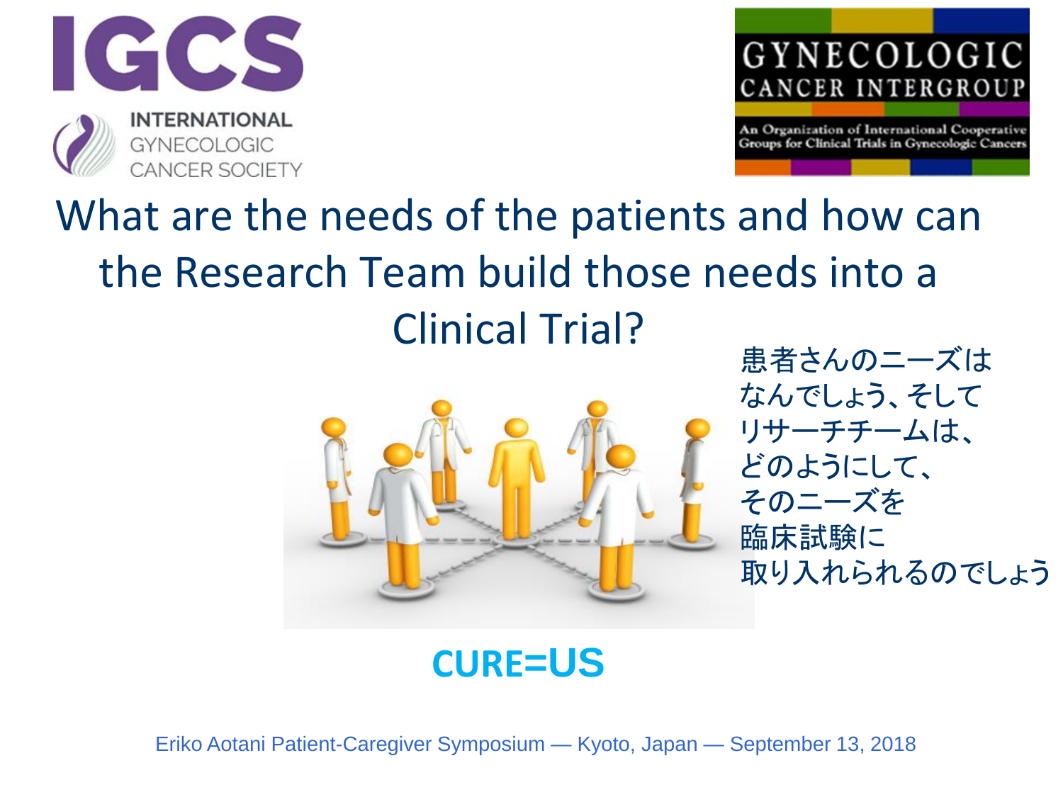IGCS

INTERNATIONAL GYNECOLOGIC CANCER SOCIETY

GYNECOLOGIC CANCER INTERGROUP

An Organization of International Cooperative Groups for Clinical Trials in Gynecologic Cancers

# What are the needs of the patients and how can the Research Team build those needs into a Clinical Trial?

患者さんのニーズはなんでしょう、そしてリサーチチームは、どのようにして、そのニーズを臨床試験に取り入れられるのでしょう

**CURE=US**

Eriko Aotani Patient-Caregiver Symposium — Kyoto, Japan — September 13, 2018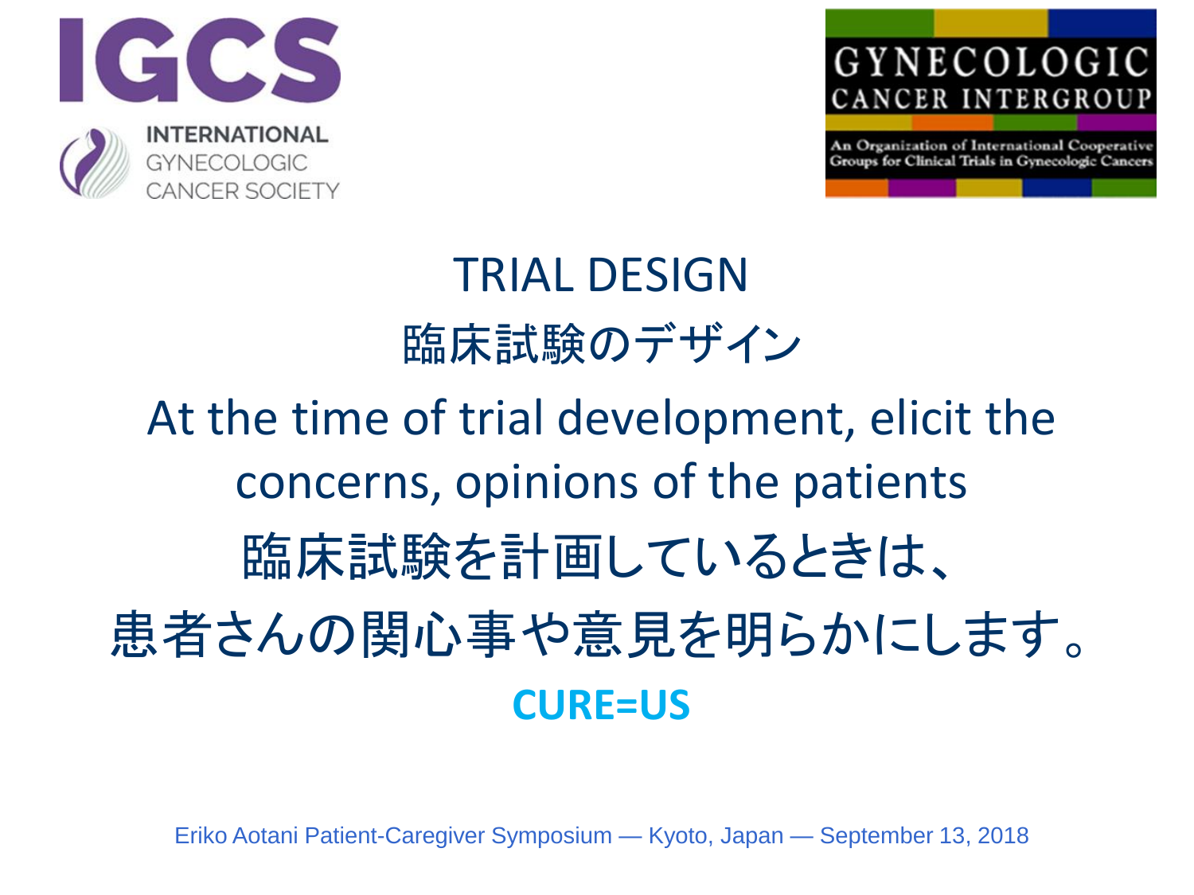IGCS

INTERNATIONAL GYNECOLOGIC CANCER SOCIETY

GYNECOLOGIC CANCER INTERGROUP

An Organization of International Cooperative Groups for Clinical Trials in Gynecologic Cancers

# TRIAL DESIGN

# 臨床試験のデザイン

At the time of trial development, elicit the concerns, opinions of the patients

臨床試験を計画しているときは、
患者さんの関心事や意見を明らかにします。

**CURE=US**

Eriko Aotani Patient-Caregiver Symposium — Kyoto, Japan — September 13, 2018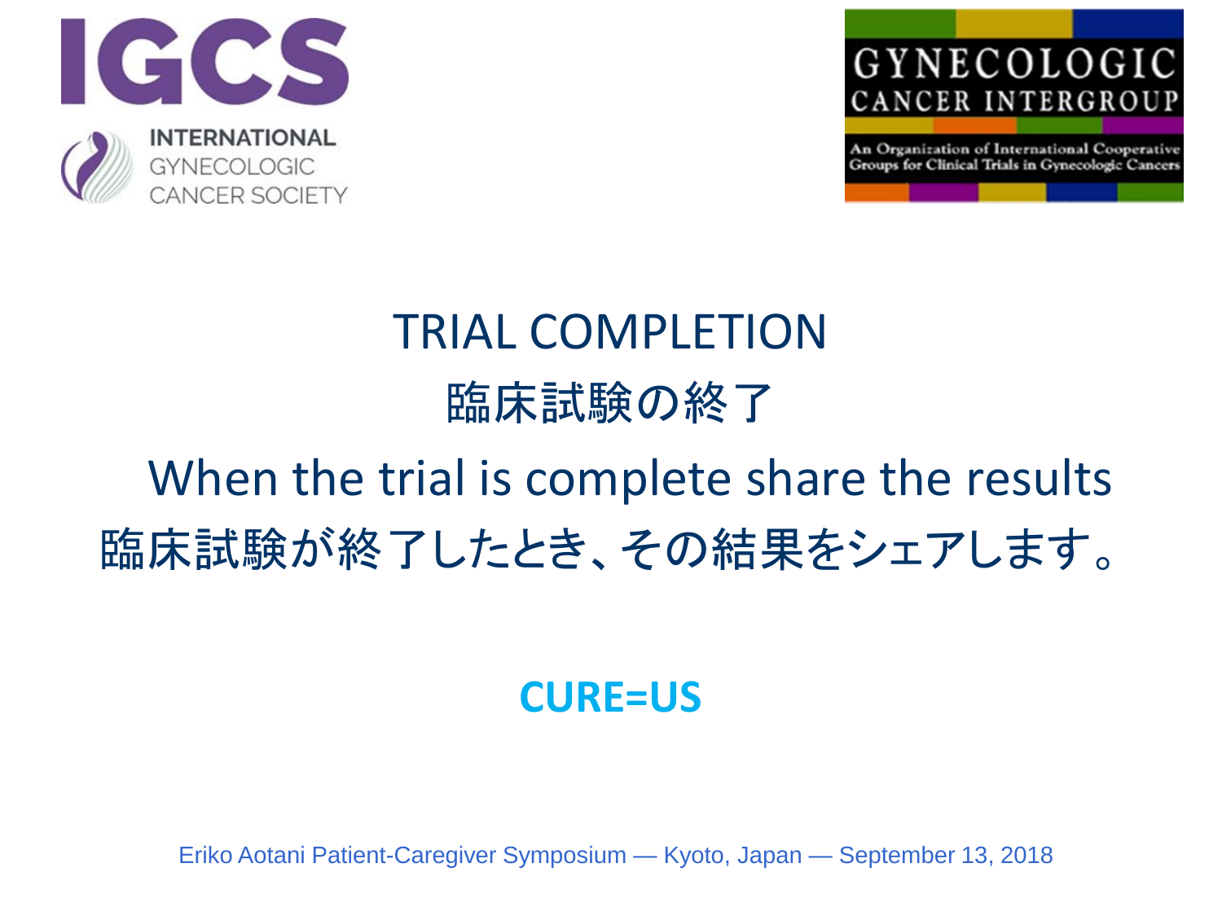IGCS

INTERNATIONAL GYNECOLOGIC CANCER SOCIETY

GYNECOLOGIC CANCER INTERGROUP

An Organization of International Cooperative Groups for Clinical Trials in Gynecologic Cancers

# TRIAL COMPLETION

# 臨床試験の終了

## When the trial is complete share the results

## 臨床試験が終了したとき、その結果をシェアします。

**CURE=US**

Eriko Aotani Patient-Caregiver Symposium — Kyoto, Japan — September 13, 2018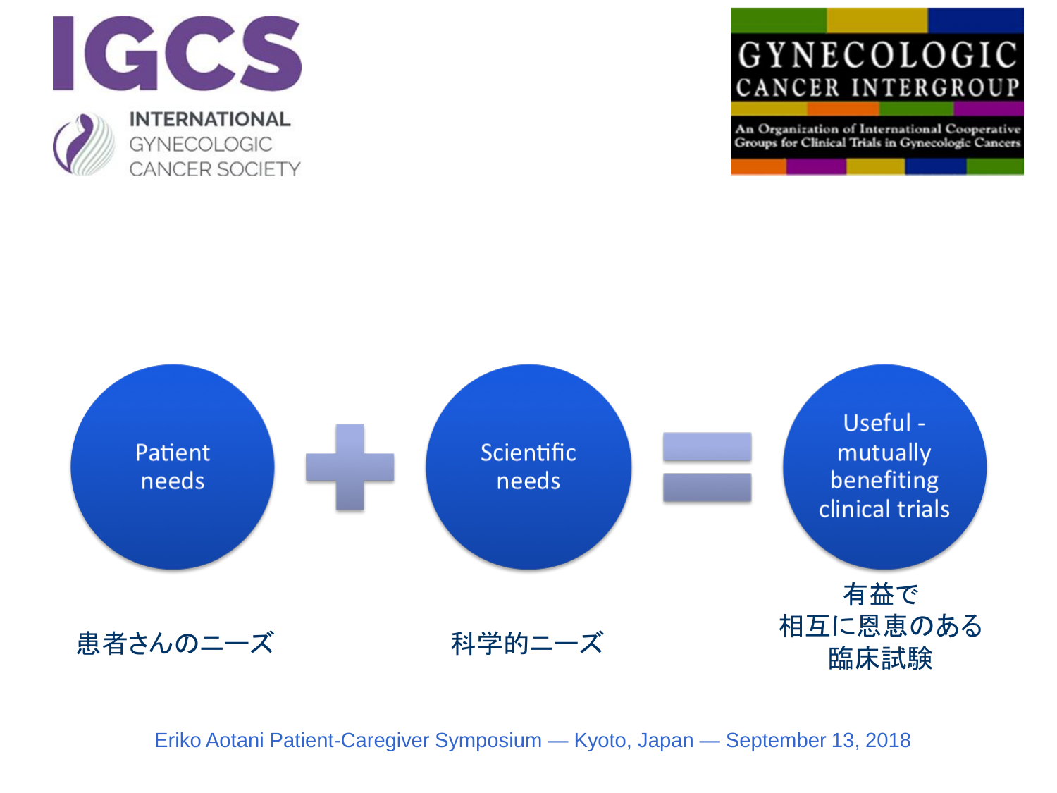IGCS

INTERNATIONAL GYNECOLOGIC CANCER SOCIETY

GYNECOLOGIC CANCER INTERGROUP

An Organization of International Cooperative Groups for Clinical Trials in Gynecologic Cancers

Patient needs + Scientific needs = Useful - mutually benefiting clinical trials

患者さんのニーズ

科学的ニーズ

有益で
相互に恩恵のある
臨床試験

Eriko Aotani Patient-Caregiver Symposium — Kyoto, Japan — September 13, 2018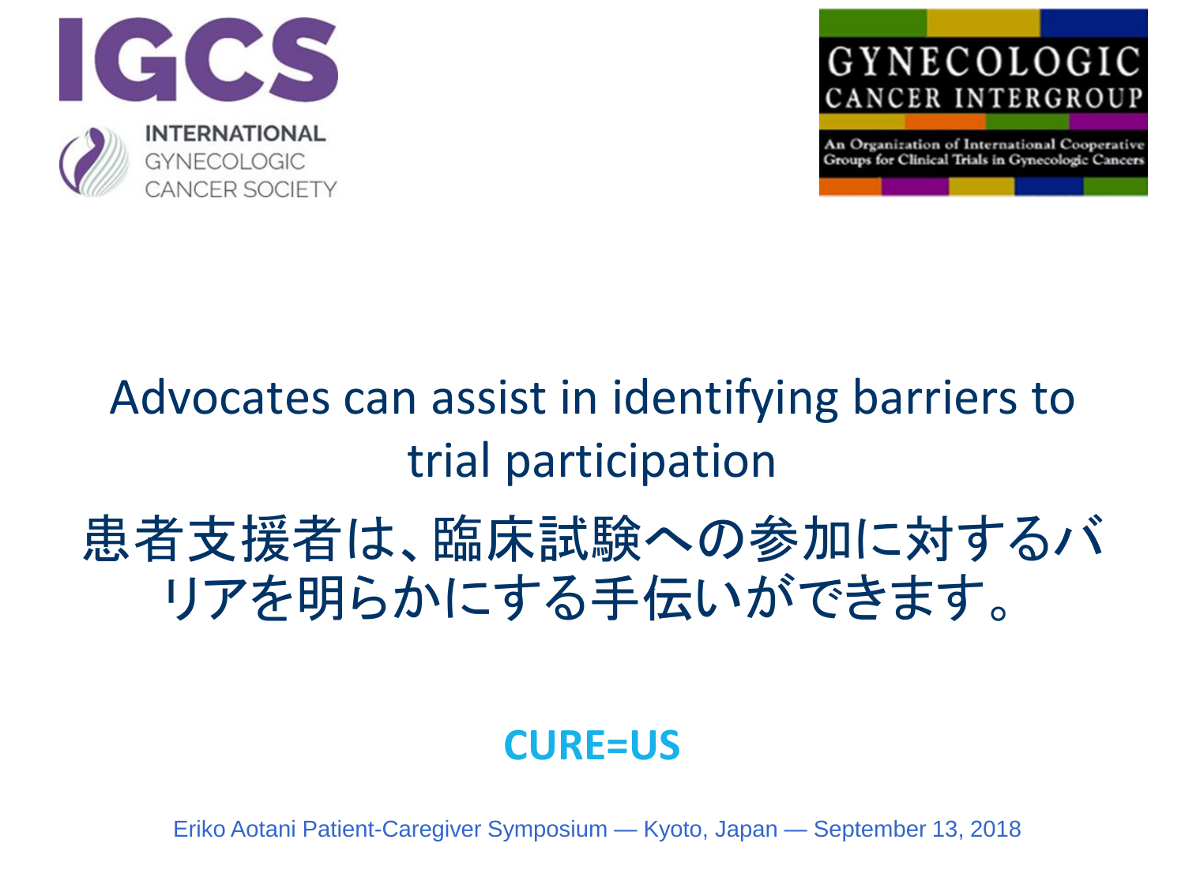IGCS

INTERNATIONAL GYNECOLOGIC CANCER SOCIETY

GYNECOLOGIC CANCER INTERGROUP

An Organization of International Cooperative Groups for Clinical Trials in Gynecologic Cancers

# Advocates can assist in identifying barriers to trial participation

# 患者支援者は、臨床試験への参加に対するバリアを明らかにする手伝いができます。

**CURE=US**

Eriko Aotani Patient-Caregiver Symposium — Kyoto, Japan — September 13, 2018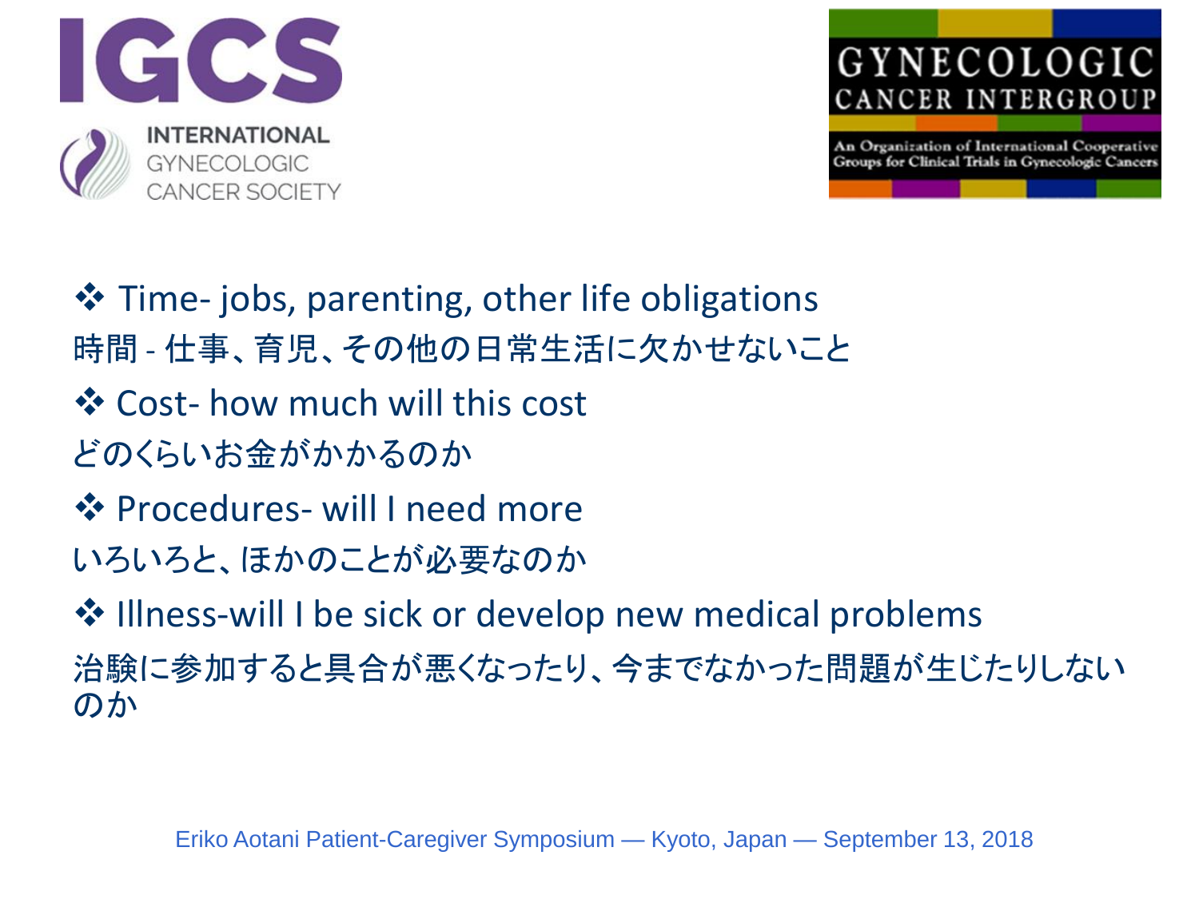- Time- jobs, parenting, other life obligations

時間 - 仕事、育児、その他の日常生活に欠かせないこと

- Cost- how much will this cost

どのくらいお金がかかるのか

- Procedures- will I need more

いろいろと、ほかのことが必要なのか

- Illness-will I be sick or develop new medical problems

治験に参加すると具合が悪くなったり、今までなかった問題が生じたりしないのか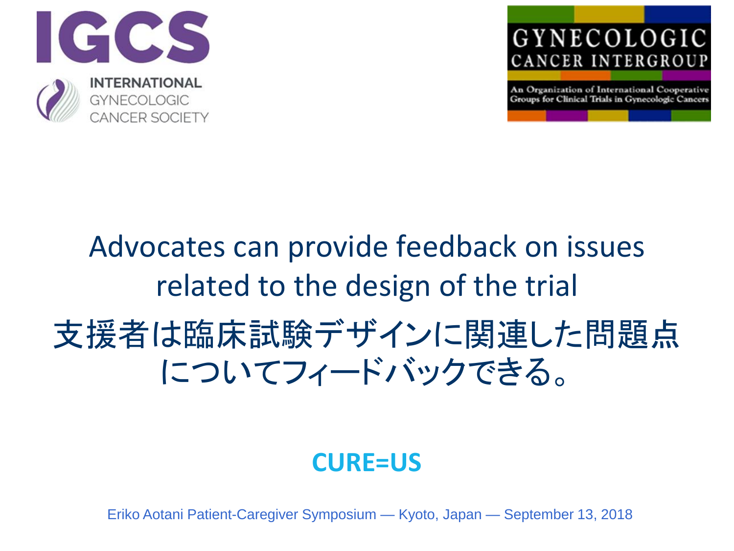IGCS

INTERNATIONAL GYNECOLOGIC CANCER SOCIETY

GYNECOLOGIC CANCER INTERGROUP

An Organization of International Cooperative Groups for Clinical Trials in Gynecologic Cancers

# Advocates can provide feedback on issues related to the design of the trial

# 支援者は臨床試験デザインに関連した問題点についてフィードバックできる。

**CURE=US**

Eriko Aotani Patient-Caregiver Symposium — Kyoto, Japan — September 13, 2018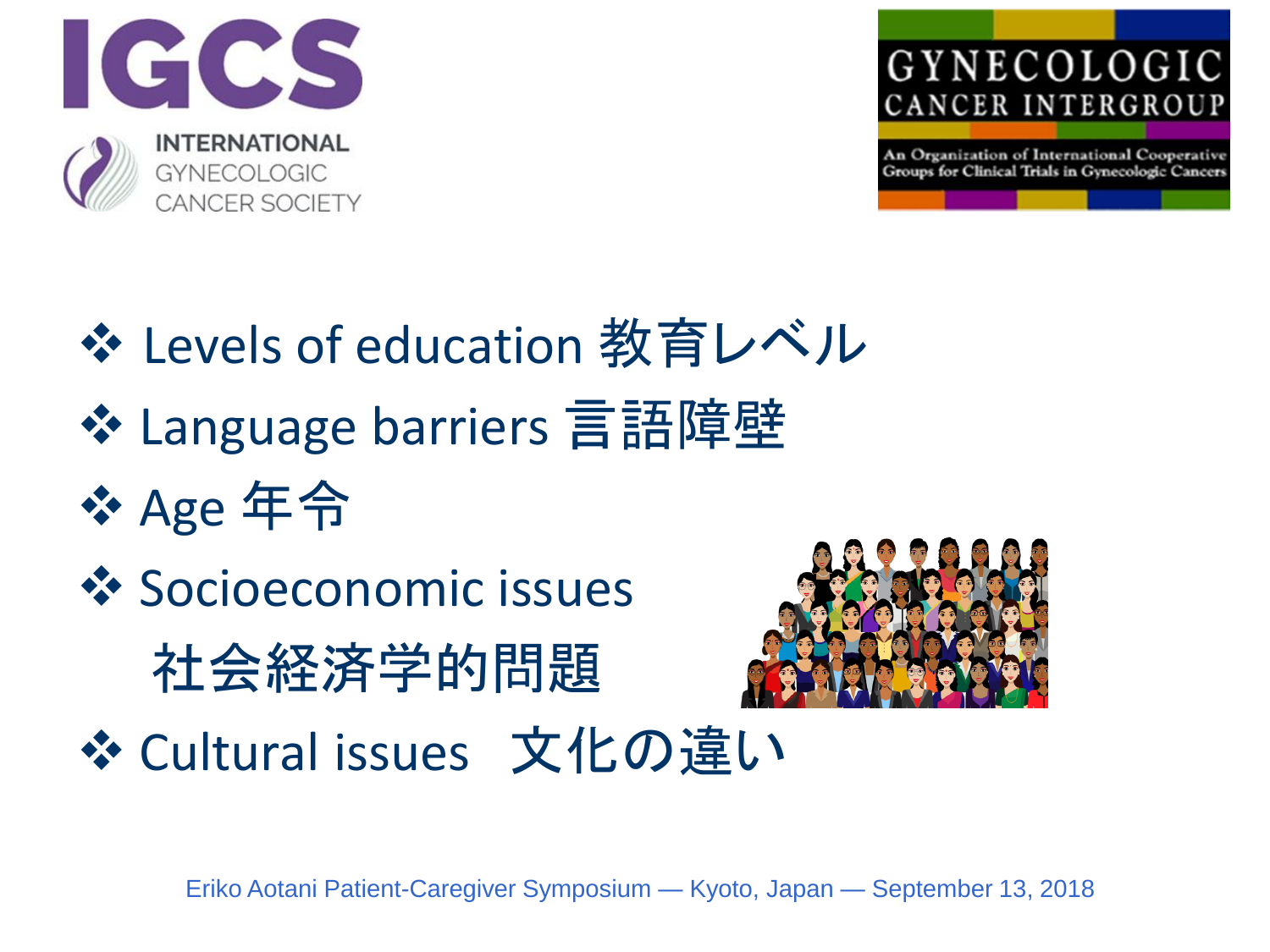IGCS INTERNATIONAL GYNECOLOGIC CANCER SOCIETY

GYNECOLOGIC CANCER INTERGROUP

An Organization of International Cooperative Groups for Clinical Trials in Gynecologic Cancers

- ❖ Levels of education 教育レベル
- ❖ Language barriers 言語障壁
- ❖ Age 年令
- ❖ Socioeconomic issues 社会経済学的問題
- ❖ Cultural issues　文化の違い

Eriko Aotani Patient-Caregiver Symposium — Kyoto, Japan — September 13, 2018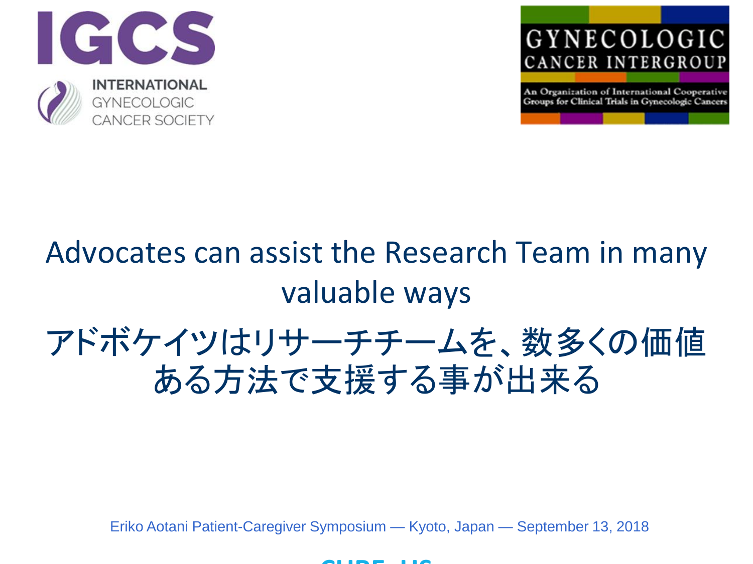IGCS

INTERNATIONAL GYNECOLOGIC CANCER SOCIETY

GYNECOLOGIC CANCER INTERGROUP

An Organization of International Cooperative Groups for Clinical Trials in Gynecologic Cancers

# Advocates can assist the Research Team in many valuable ways

# アドボケイツはリサーチチームを、数多くの価値ある方法で支援する事が出来る

Eriko Aotani Patient-Caregiver Symposium — Kyoto, Japan — September 13, 2018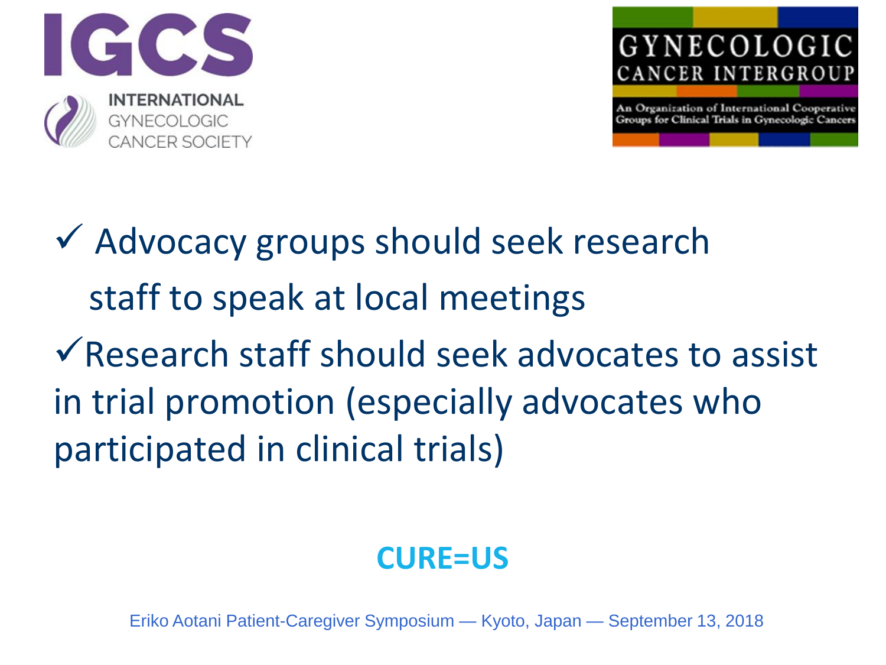- ✓ Advocacy groups should seek research staff to speak at local meetings
- ✓ Research staff should seek advocates to assist in trial promotion (especially advocates who participated in clinical trials)

**CURE=US**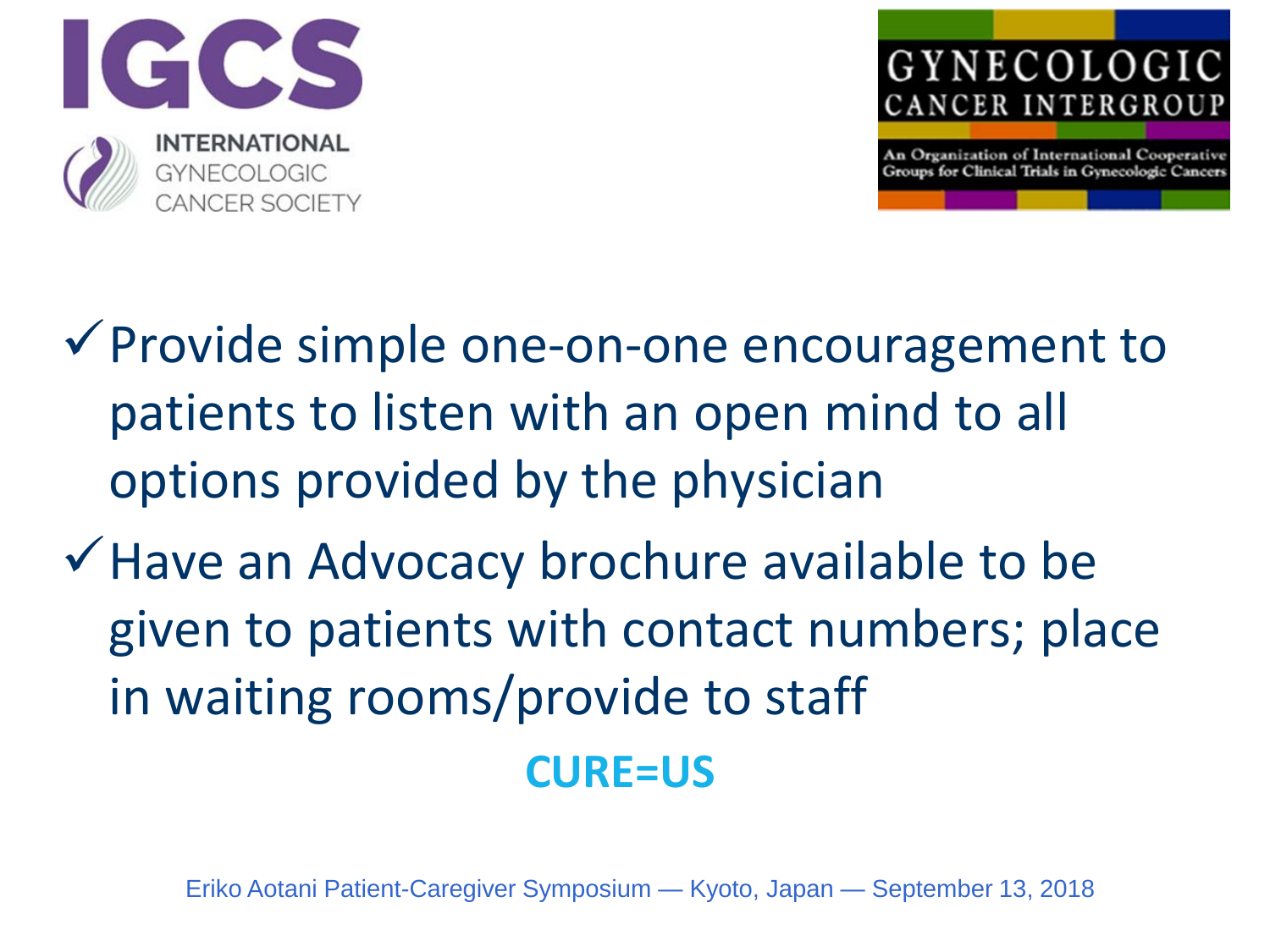- ✓ Provide simple one-on-one encouragement to patients to listen with an open mind to all options provided by the physician
- ✓ Have an Advocacy brochure available to be given to patients with contact numbers; place in waiting rooms/provide to staff

**CURE=US**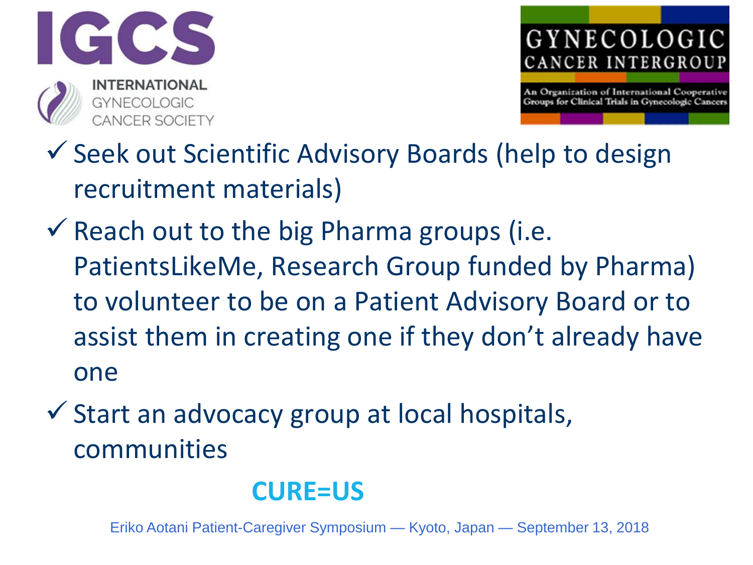- ✓ Seek out Scientific Advisory Boards (help to design recruitment materials)
- ✓ Reach out to the big Pharma groups (i.e. PatientsLikeMe, Research Group funded by Pharma) to volunteer to be on a Patient Advisory Board or to assist them in creating one if they don't already have one
- ✓ Start an advocacy group at local hospitals, communities

**CURE=US**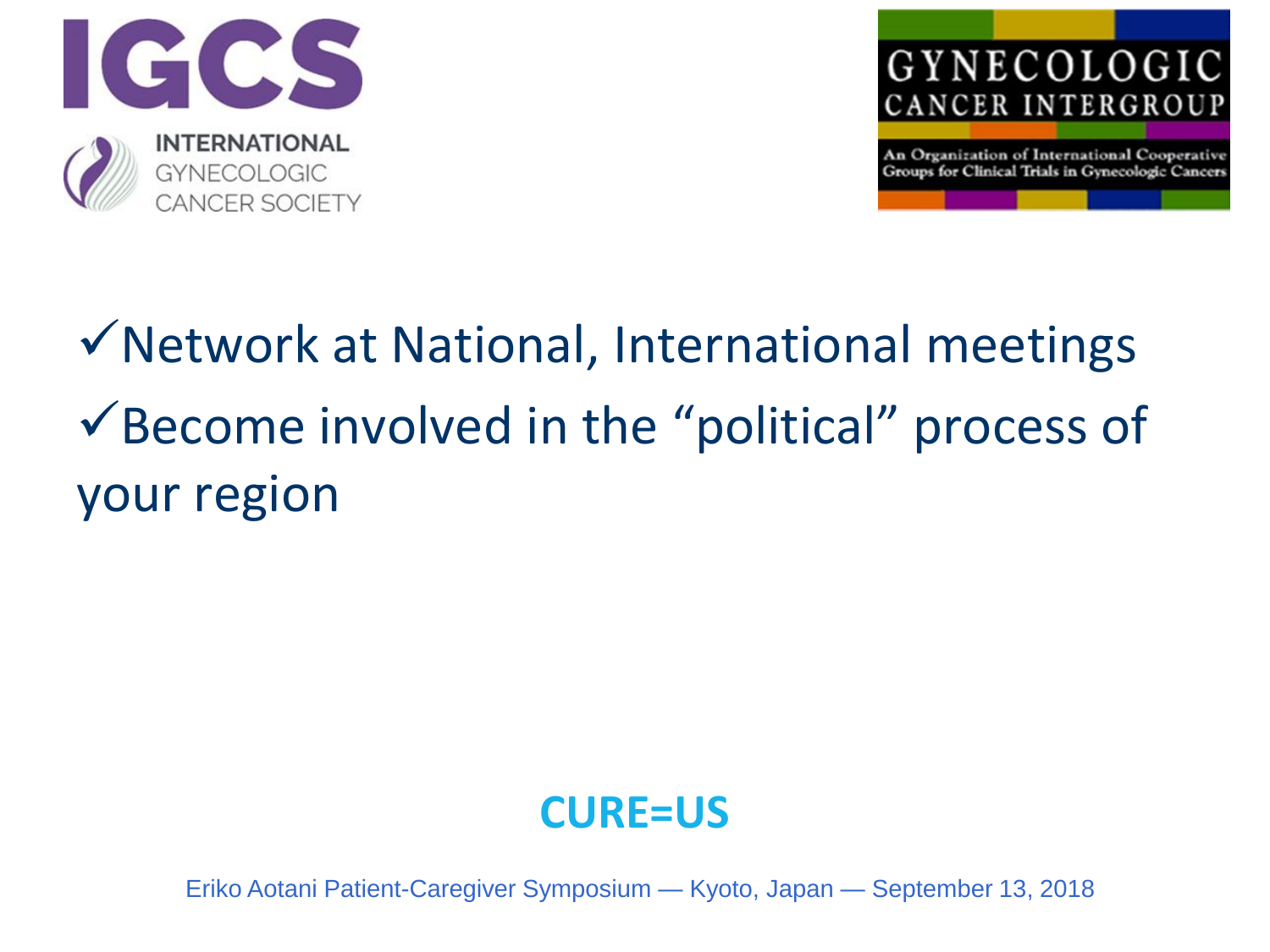IGCS

INTERNATIONAL GYNECOLOGIC CANCER SOCIETY

GYNECOLOGIC CANCER INTERGROUP

An Organization of International Cooperative Groups for Clinical Trials in Gynecologic Cancers

- ✓Network at National, International meetings
- ✓Become involved in the "political" process of your region

**CURE=US**

Eriko Aotani Patient-Caregiver Symposium — Kyoto, Japan — September 13, 2018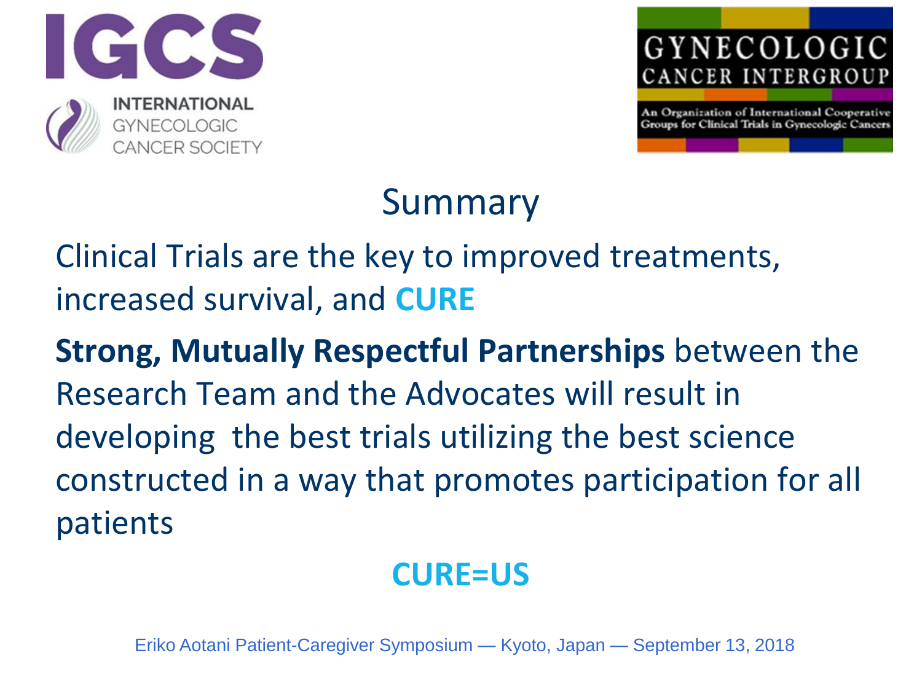# Summary

Clinical Trials are the key to improved treatments, increased survival, and **CURE**

**Strong, Mutually Respectful Partnerships** between the Research Team and the Advocates will result in developing the best trials utilizing the best science constructed in a way that promotes participation for all patients

**CURE=US**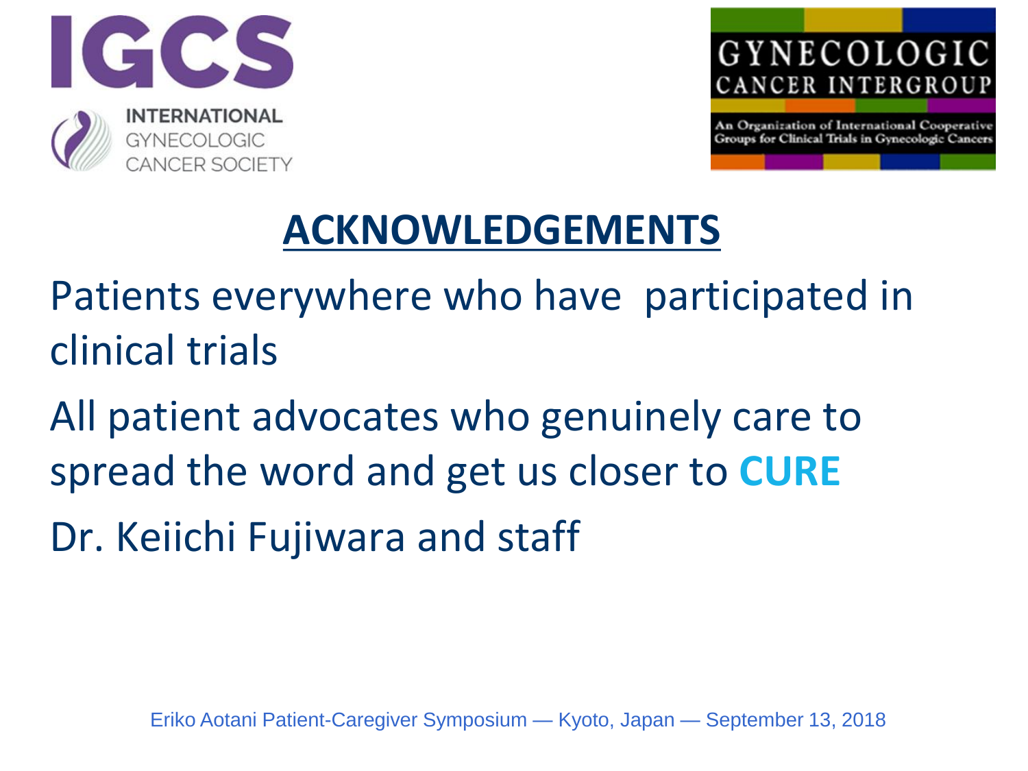# ACKNOWLEDGEMENTS

Patients everywhere who have participated in clinical trials

All patient advocates who genuinely care to spread the word and get us closer to **CURE**

Dr. Keiichi Fujiwara and staff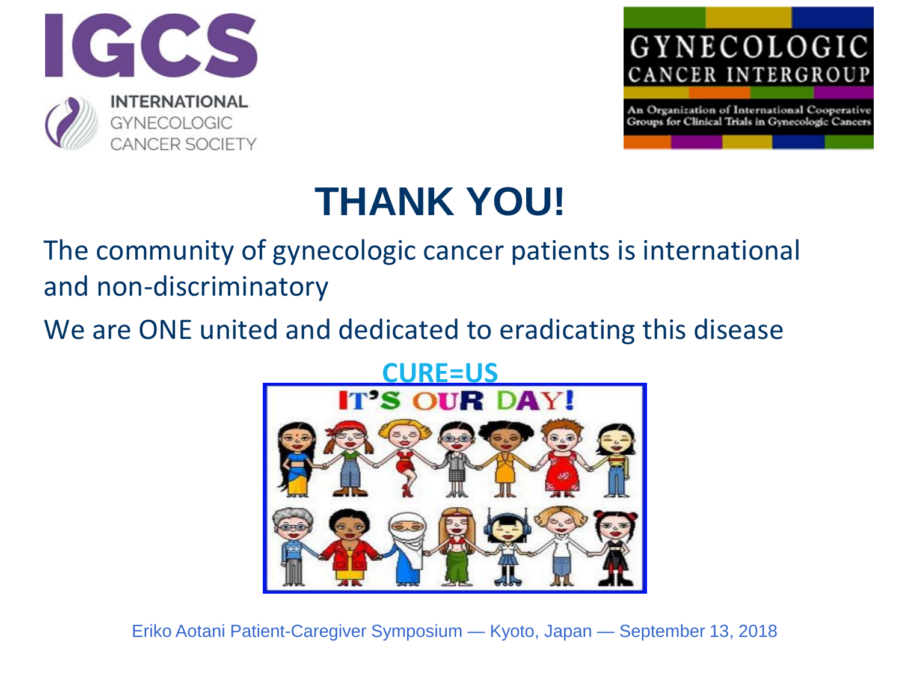IGCS INTERNATIONAL GYNECOLOGIC CANCER SOCIETY

GYNECOLOGIC CANCER INTERGROUP

An Organization of International Cooperative Groups for Clinical Trials in Gynecologic Cancers

# THANK YOU!

The community of gynecologic cancer patients is international and non-discriminatory

We are ONE united and dedicated to eradicating this disease

**CURE=US**

IT'S OUR DAY!

Eriko Aotani Patient-Caregiver Symposium — Kyoto, Japan — September 13, 2018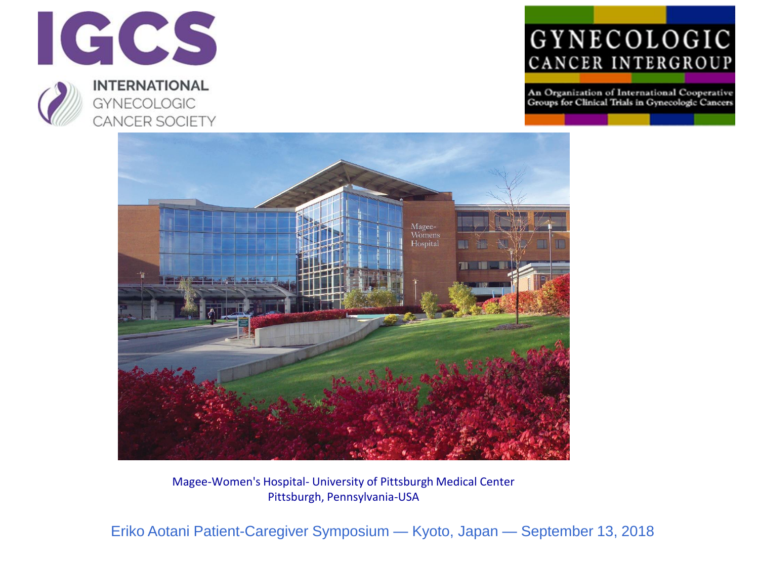IGCS

INTERNATIONAL GYNECOLOGIC CANCER SOCIETY

GYNECOLOGIC CANCER INTERGROUP

An Organization of International Cooperative Groups for Clinical Trials in Gynecologic Cancers

Magee-Women's Hospital- University of Pittsburgh Medical Center
Pittsburgh, Pennsylvania-USA

Eriko Aotani Patient-Caregiver Symposium — Kyoto, Japan — September 13, 2018